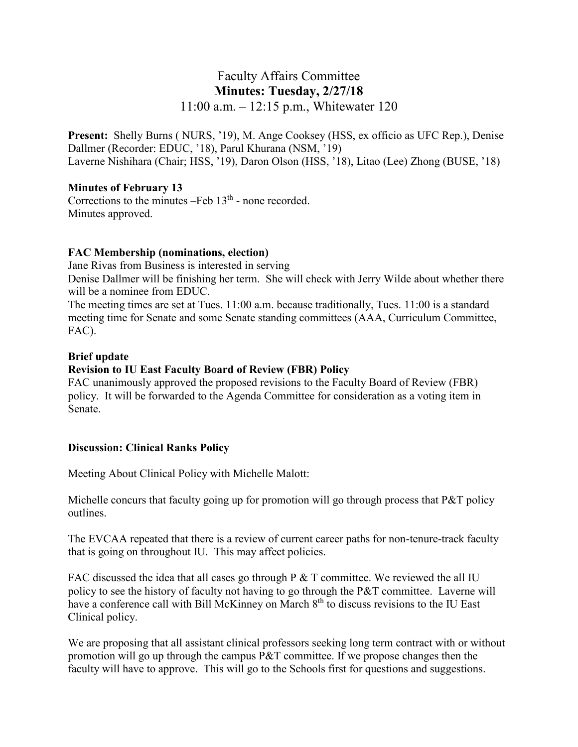# Faculty Affairs Committee
## Minutes: Tuesday, 2/27/18
11:00 a.m. – 12:15 p.m., Whitewater 120

**Present:** Shelly Burns ( NURS, '19), M. Ange Cooksey (HSS, ex officio as UFC Rep.), Denise Dallmer (Recorder: EDUC, '18), Parul Khurana (NSM, '19)
Laverne Nishihara (Chair; HSS, '19), Daron Olson (HSS, '18), Litao (Lee) Zhong (BUSE, '18)

**Minutes of February 13**

Corrections to the minutes –Feb 13th - none recorded.
Minutes approved.

**FAC Membership (nominations, election)**

Jane Rivas from Business is interested in serving

Denise Dallmer will be finishing her term. She will check with Jerry Wilde about whether there will be a nominee from EDUC.

The meeting times are set at Tues. 11:00 a.m. because traditionally, Tues. 11:00 is a standard meeting time for Senate and some Senate standing committees (AAA, Curriculum Committee, FAC).

**Brief update**

**Revision to IU East Faculty Board of Review (FBR) Policy**

FAC unanimously approved the proposed revisions to the Faculty Board of Review (FBR) policy. It will be forwarded to the Agenda Committee for consideration as a voting item in Senate.

**Discussion: Clinical Ranks Policy**

Meeting About Clinical Policy with Michelle Malott:

Michelle concurs that faculty going up for promotion will go through process that P&T policy outlines.

The EVCAA repeated that there is a review of current career paths for non-tenure-track faculty that is going on throughout IU. This may affect policies.

FAC discussed the idea that all cases go through P & T committee. We reviewed the all IU policy to see the history of faculty not having to go through the P&T committee. Laverne will have a conference call with Bill McKinney on March 8th to discuss revisions to the IU East Clinical policy.

We are proposing that all assistant clinical professors seeking long term contract with or without promotion will go up through the campus P&T committee. If we propose changes then the faculty will have to approve. This will go to the Schools first for questions and suggestions.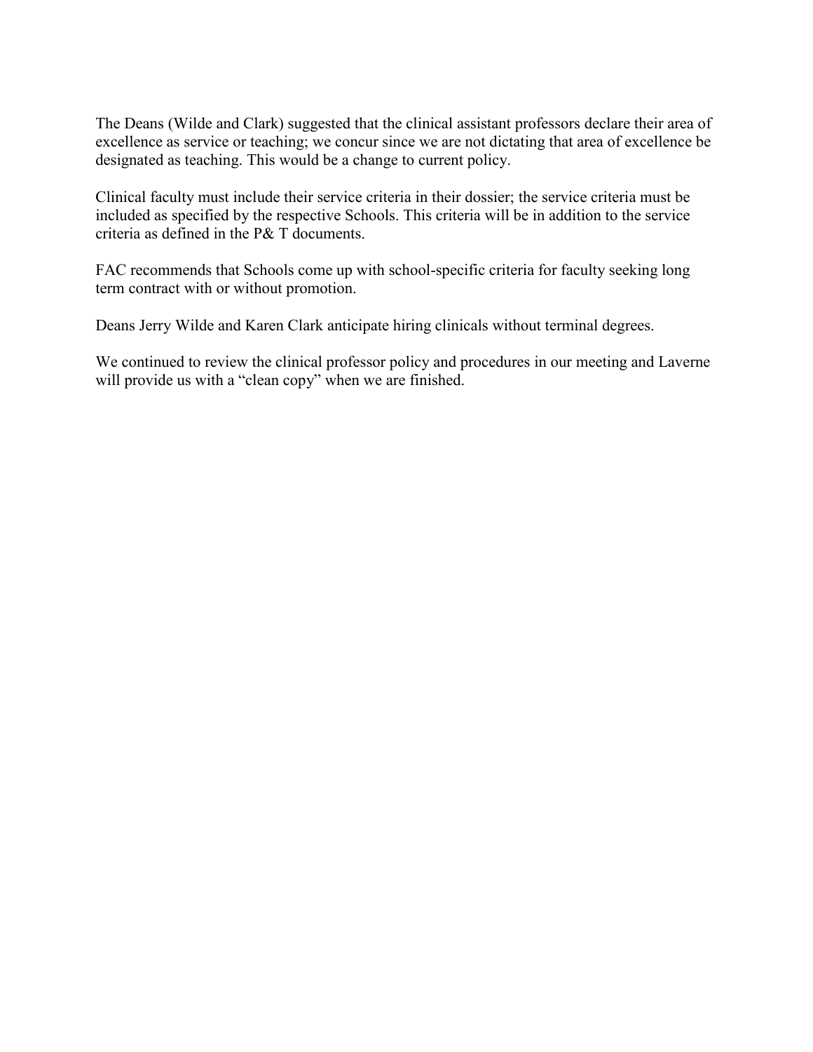The Deans (Wilde and Clark) suggested that the clinical assistant professors declare their area of excellence as service or teaching; we concur since we are not dictating that area of excellence be designated as teaching. This would be a change to current policy.

Clinical faculty must include their service criteria in their dossier; the service criteria must be included as specified by the respective Schools. This criteria will be in addition to the service criteria as defined in the P& T documents.

FAC recommends that Schools come up with school-specific criteria for faculty seeking long term contract with or without promotion.

Deans Jerry Wilde and Karen Clark anticipate hiring clinicals without terminal degrees.

We continued to review the clinical professor policy and procedures in our meeting and Laverne will provide us with a "clean copy" when we are finished.